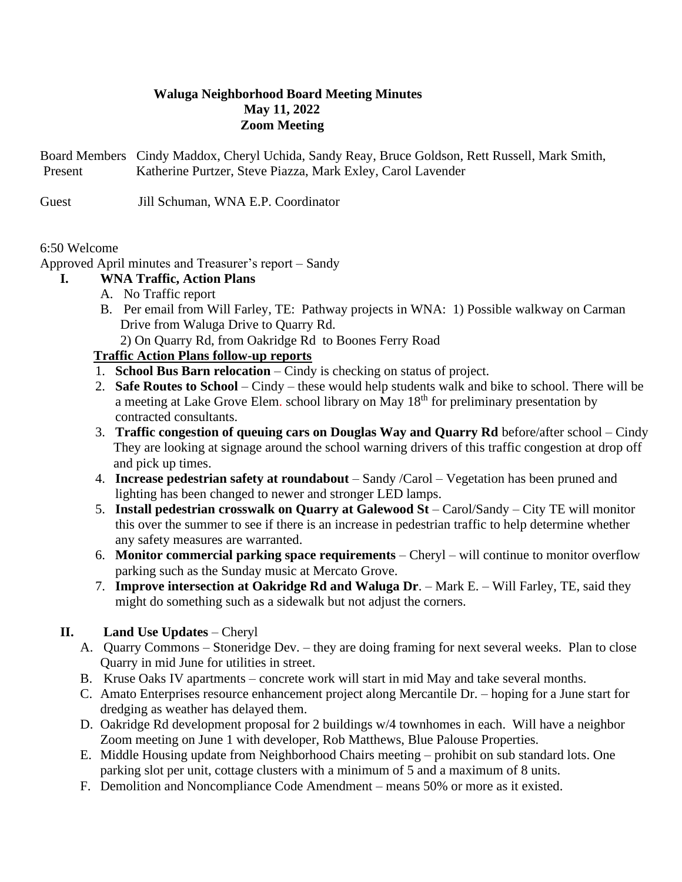# Waluga Neighborhood Board Meeting Minutes
## May 11, 2022
## Zoom Meeting

Board Members Present: Cindy Maddox, Cheryl Uchida, Sandy Reay, Bruce Goldson, Rett Russell, Mark Smith, Katherine Purtzer, Steve Piazza, Mark Exley, Carol Lavender

Guest: Jill Schuman, WNA E.P. Coordinator

6:50 Welcome

Approved April minutes and Treasurer's report – Sandy

**I. WNA Traffic, Action Plans**

A. No Traffic report

B. Per email from Will Farley, TE: Pathway projects in WNA: 1) Possible walkway on Carman Drive from Waluga Drive to Quarry Rd.
2) On Quarry Rd, from Oakridge Rd to Boones Ferry Road

**Traffic Action Plans follow-up reports**

1. **School Bus Barn relocation** – Cindy is checking on status of project.
2. **Safe Routes to School** – Cindy – these would help students walk and bike to school. There will be a meeting at Lake Grove Elem. school library on May 18th for preliminary presentation by contracted consultants.
3. **Traffic congestion of queuing cars on Douglas Way and Quarry Rd** before/after school – Cindy They are looking at signage around the school warning drivers of this traffic congestion at drop off and pick up times.
4. **Increase pedestrian safety at roundabout** – Sandy /Carol – Vegetation has been pruned and lighting has been changed to newer and stronger LED lamps.
5. **Install pedestrian crosswalk on Quarry at Galewood St** – Carol/Sandy – City TE will monitor this over the summer to see if there is an increase in pedestrian traffic to help determine whether any safety measures are warranted.
6. **Monitor commercial parking space requirements** – Cheryl – will continue to monitor overflow parking such as the Sunday music at Mercato Grove.
7. **Improve intersection at Oakridge Rd and Waluga Dr**. – Mark E. – Will Farley, TE, said they might do something such as a sidewalk but not adjust the corners.

**II. Land Use Updates** – Cheryl

A. Quarry Commons – Stoneridge Dev. – they are doing framing for next several weeks. Plan to close Quarry in mid June for utilities in street.

B. Kruse Oaks IV apartments – concrete work will start in mid May and take several months.

C. Amato Enterprises resource enhancement project along Mercantile Dr. – hoping for a June start for dredging as weather has delayed them.

D. Oakridge Rd development proposal for 2 buildings w/4 townhomes in each. Will have a neighbor Zoom meeting on June 1 with developer, Rob Matthews, Blue Palouse Properties.

E. Middle Housing update from Neighborhood Chairs meeting – prohibit on sub standard lots. One parking slot per unit, cottage clusters with a minimum of 5 and a maximum of 8 units.

F. Demolition and Noncompliance Code Amendment – means 50% or more as it existed.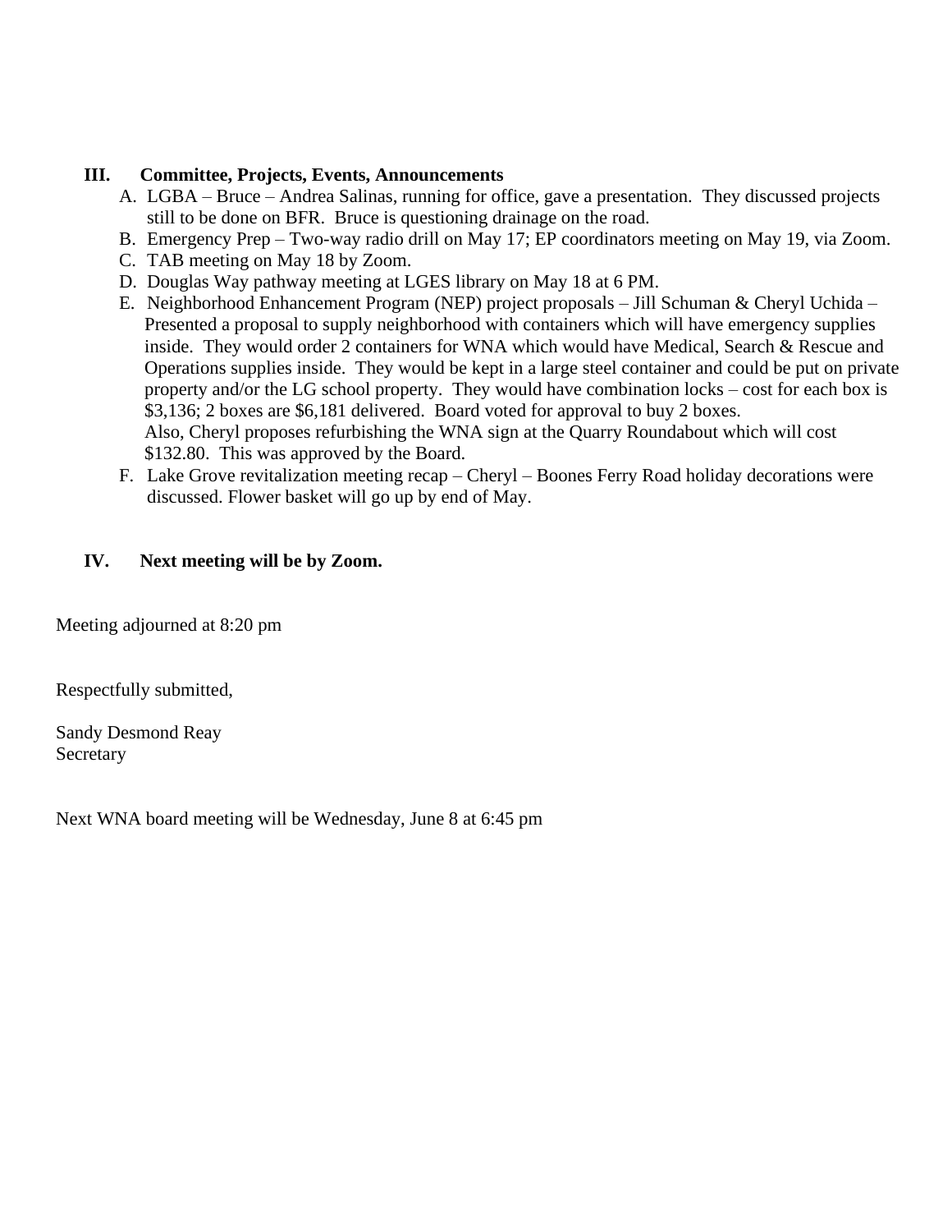**III. Committee, Projects, Events, Announcements**

A. LGBA – Bruce – Andrea Salinas, running for office, gave a presentation. They discussed projects still to be done on BFR. Bruce is questioning drainage on the road.

B. Emergency Prep – Two-way radio drill on May 17; EP coordinators meeting on May 19, via Zoom.

C. TAB meeting on May 18 by Zoom.

D. Douglas Way pathway meeting at LGES library on May 18 at 6 PM.

E. Neighborhood Enhancement Program (NEP) project proposals – Jill Schuman & Cheryl Uchida – Presented a proposal to supply neighborhood with containers which will have emergency supplies inside. They would order 2 containers for WNA which would have Medical, Search & Rescue and Operations supplies inside. They would be kept in a large steel container and could be put on private property and/or the LG school property. They would have combination locks – cost for each box is $3,136; 2 boxes are $6,181 delivered. Board voted for approval to buy 2 boxes.
Also, Cheryl proposes refurbishing the WNA sign at the Quarry Roundabout which will cost $132.80. This was approved by the Board.

F. Lake Grove revitalization meeting recap – Cheryl – Boones Ferry Road holiday decorations were discussed. Flower basket will go up by end of May.

**IV. Next meeting will be by Zoom.**

Meeting adjourned at 8:20 pm

Respectfully submitted,

Sandy Desmond Reay
Secretary

Next WNA board meeting will be Wednesday, June 8 at 6:45 pm